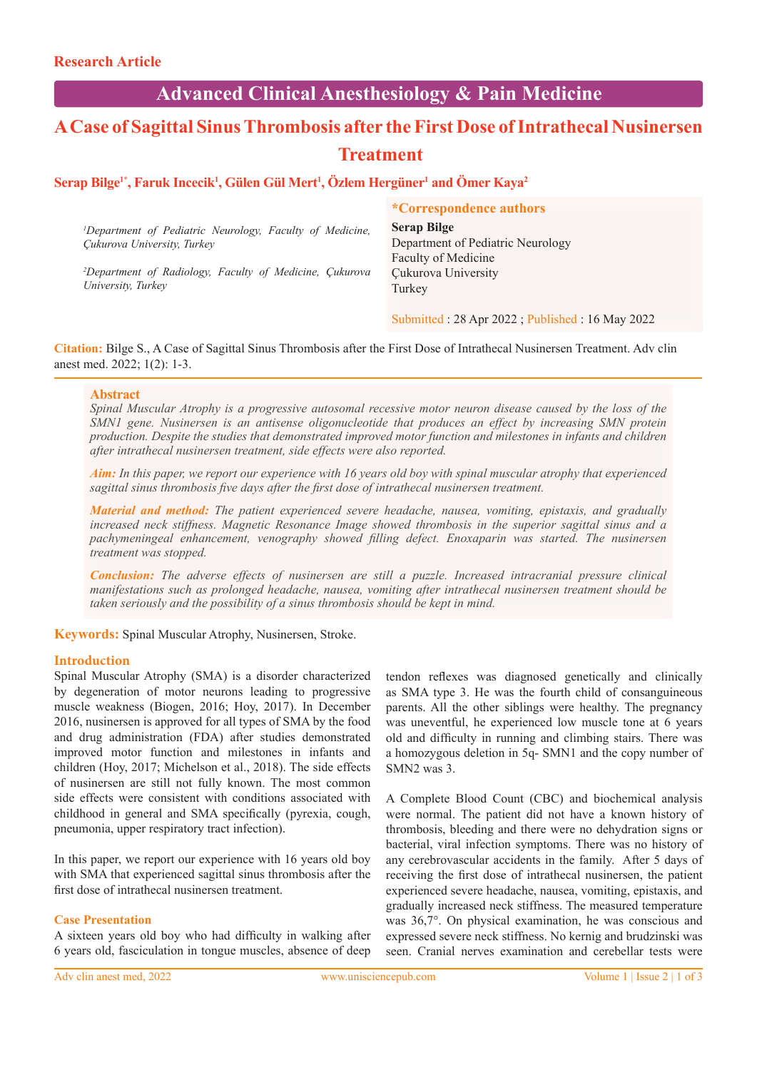**Research Article**

# A Case of Sagittal Sinus Thrombosis after the First Dose of Intrathecal Nusinersen Treatment

**Serap Bilge[1*], Faruk Incecik[1], Gülen Gül Mert[1], Özlem Hergüner[1] and Ömer Kaya[2]**

*[1]Department of Pediatric Neurology, Faculty of Medicine, Çukurova University, Turkey*

*[2]Department of Radiology, Faculty of Medicine, Çukurova University, Turkey*

**\*Correspondence authors**

**Serap Bilge**
Department of Pediatric Neurology
Faculty of Medicine
Çukurova University
Turkey

Submitted : 28 Apr 2022 ; Published : 16 May 2022

**Citation:** Bilge S., A Case of Sagittal Sinus Thrombosis after the First Dose of Intrathecal Nusinersen Treatment. Adv clin anest med. 2022; 1(2): 1-3.

## Abstract

*Spinal Muscular Atrophy is a progressive autosomal recessive motor neuron disease caused by the loss of the SMN1 gene. Nusinersen is an antisense oligonucleotide that produces an effect by increasing SMN protein production. Despite the studies that demonstrated improved motor function and milestones in infants and children after intrathecal nusinersen treatment, side effects were also reported.*

***Aim:*** *In this paper, we report our experience with 16 years old boy with spinal muscular atrophy that experienced sagittal sinus thrombosis five days after the first dose of intrathecal nusinersen treatment.*

***Material and method:*** *The patient experienced severe headache, nausea, vomiting, epistaxis, and gradually increased neck stiffness. Magnetic Resonance Image showed thrombosis in the superior sagittal sinus and a pachymeningeal enhancement, venography showed filling defect. Enoxaparin was started. The nusinersen treatment was stopped.*

***Conclusion:*** *The adverse effects of nusinersen are still a puzzle. Increased intracranial pressure clinical manifestations such as prolonged headache, nausea, vomiting after intrathecal nusinersen treatment should be taken seriously and the possibility of a sinus thrombosis should be kept in mind.*

**Keywords:** Spinal Muscular Atrophy, Nusinersen, Stroke.

## Introduction

Spinal Muscular Atrophy (SMA) is a disorder characterized by degeneration of motor neurons leading to progressive muscle weakness (Biogen, 2016; Hoy, 2017). In December 2016, nusinersen is approved for all types of SMA by the food and drug administration (FDA) after studies demonstrated improved motor function and milestones in infants and children (Hoy, 2017; Michelson et al., 2018). The side effects of nusinersen are still not fully known. The most common side effects were consistent with conditions associated with childhood in general and SMA specifically (pyrexia, cough, pneumonia, upper respiratory tract infection).

In this paper, we report our experience with 16 years old boy with SMA that experienced sagittal sinus thrombosis after the first dose of intrathecal nusinersen treatment.

## Case Presentation

A sixteen years old boy who had difficulty in walking after 6 years old, fasciculation in tongue muscles, absence of deep tendon reflexes was diagnosed genetically and clinically as SMA type 3. He was the fourth child of consanguineous parents. All the other siblings were healthy. The pregnancy was uneventful, he experienced low muscle tone at 6 years old and difficulty in running and climbing stairs. There was a homozygous deletion in 5q- SMN1 and the copy number of SMN2 was 3.

A Complete Blood Count (CBC) and biochemical analysis were normal. The patient did not have a known history of thrombosis, bleeding and there were no dehydration signs or bacterial, viral infection symptoms. There was no history of any cerebrovascular accidents in the family. After 5 days of receiving the first dose of intrathecal nusinersen, the patient experienced severe headache, nausea, vomiting, epistaxis, and gradually increased neck stiffness. The measured temperature was 36,7°. On physical examination, he was conscious and expressed severe neck stiffness. No kernig and brudzinski was seen. Cranial nerves examination and cerebellar tests were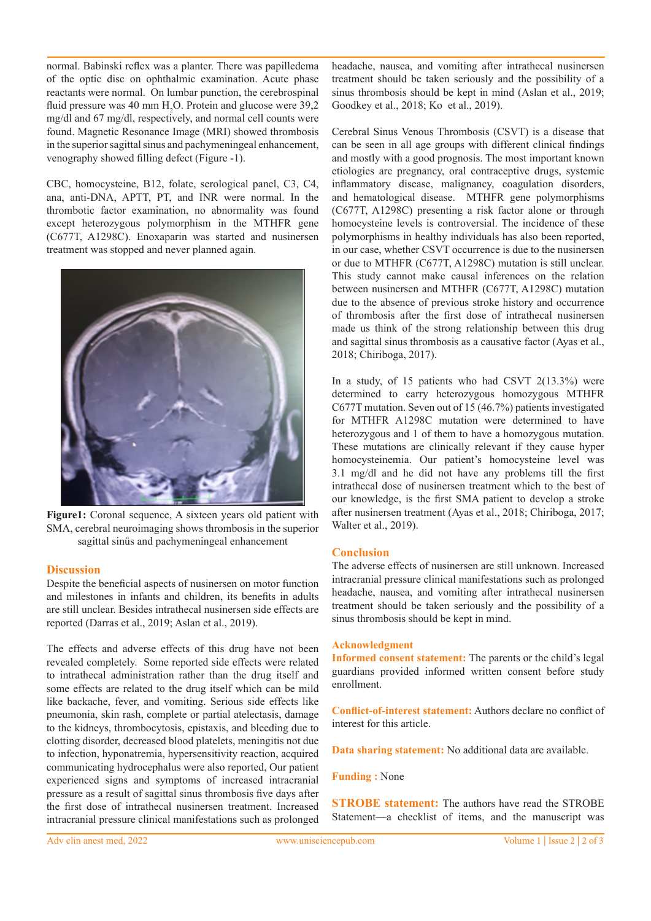normal. Babinski reflex was a planter. There was papilledema of the optic disc on ophthalmic examination. Acute phase reactants were normal. On lumbar punction, the cerebrospinal fluid pressure was 40 mm $H_2O$. Protein and glucose were 39,2 mg/dl and 67 mg/dl, respectively, and normal cell counts were found. Magnetic Resonance Image (MRI) showed thrombosis in the superior sagittal sinus and pachymeningeal enhancement, venography showed filling defect (Figure -1).

CBC, homocysteine, B12, folate, serological panel, C3, C4, ana, anti-DNA, APTT, PT, and INR were normal. In the thrombotic factor examination, no abnormality was found except heterozygous polymorphism in the MTHFR gene (C677T, A1298C). Enoxaparin was started and nusinersen treatment was stopped and never planned again.

**Figure1:** Coronal sequence, A sixteen years old patient with SMA, cerebral neuroimaging shows thrombosis in the superior sagittal sinüs and pachymeningeal enhancement

## Discussion

Despite the beneficial aspects of nusinersen on motor function and milestones in infants and children, its benefits in adults are still unclear. Besides intrathecal nusinersen side effects are reported (Darras et al., 2019; Aslan et al., 2019).

The effects and adverse effects of this drug have not been revealed completely. Some reported side effects were related to intrathecal administration rather than the drug itself and some effects are related to the drug itself which can be mild like backache, fever, and vomiting. Serious side effects like pneumonia, skin rash, complete or partial atelectasis, damage to the kidneys, thrombocytosis, epistaxis, and bleeding due to clotting disorder, decreased blood platelets, meningitis not due to infection, hyponatremia, hypersensitivity reaction, acquired communicating hydrocephalus were also reported, Our patient experienced signs and symptoms of increased intracranial pressure as a result of sagittal sinus thrombosis five days after the first dose of intrathecal nusinersen treatment. Increased intracranial pressure clinical manifestations such as prolonged headache, nausea, and vomiting after intrathecal nusinersen treatment should be taken seriously and the possibility of a sinus thrombosis should be kept in mind (Aslan et al., 2019; Goodkey et al., 2018; Ko et al., 2019).

Cerebral Sinus Venous Thrombosis (CSVT) is a disease that can be seen in all age groups with different clinical findings and mostly with a good prognosis. The most important known etiologies are pregnancy, oral contraceptive drugs, systemic inflammatory disease, malignancy, coagulation disorders, and hematological disease. MTHFR gene polymorphisms (C677T, A1298C) presenting a risk factor alone or through homocysteine levels is controversial. The incidence of these polymorphisms in healthy individuals has also been reported, in our case, whether CSVT occurrence is due to the nusinersen or due to MTHFR (C677T, A1298C) mutation is still unclear. This study cannot make causal inferences on the relation between nusinersen and MTHFR (C677T, A1298C) mutation due to the absence of previous stroke history and occurrence of thrombosis after the first dose of intrathecal nusinersen made us think of the strong relationship between this drug and sagittal sinus thrombosis as a causative factor (Ayas et al., 2018; Chiriboga, 2017).

In a study, of 15 patients who had CSVT 2(13.3%) were determined to carry heterozygous homozygous MTHFR C677T mutation. Seven out of 15 (46.7%) patients investigated for MTHFR A1298C mutation were determined to have heterozygous and 1 of them to have a homozygous mutation. These mutations are clinically relevant if they cause hyper homocysteinemia. Our patient's homocysteine level was 3.1 mg/dl and he did not have any problems till the first intrathecal dose of nusinersen treatment which to the best of our knowledge, is the first SMA patient to develop a stroke after nusinersen treatment (Ayas et al., 2018; Chiriboga, 2017; Walter et al., 2019).

## Conclusion

The adverse effects of nusinersen are still unknown. Increased intracranial pressure clinical manifestations such as prolonged headache, nausea, and vomiting after intrathecal nusinersen treatment should be taken seriously and the possibility of a sinus thrombosis should be kept in mind.

## Acknowledgment

**Informed consent statement:** The parents or the child's legal guardians provided informed written consent before study enrollment.

**Conflict-of-interest statement:** Authors declare no conflict of interest for this article.

**Data sharing statement:** No additional data are available.

**Funding :** None

**STROBE statement:** The authors have read the STROBE Statement—a checklist of items, and the manuscript was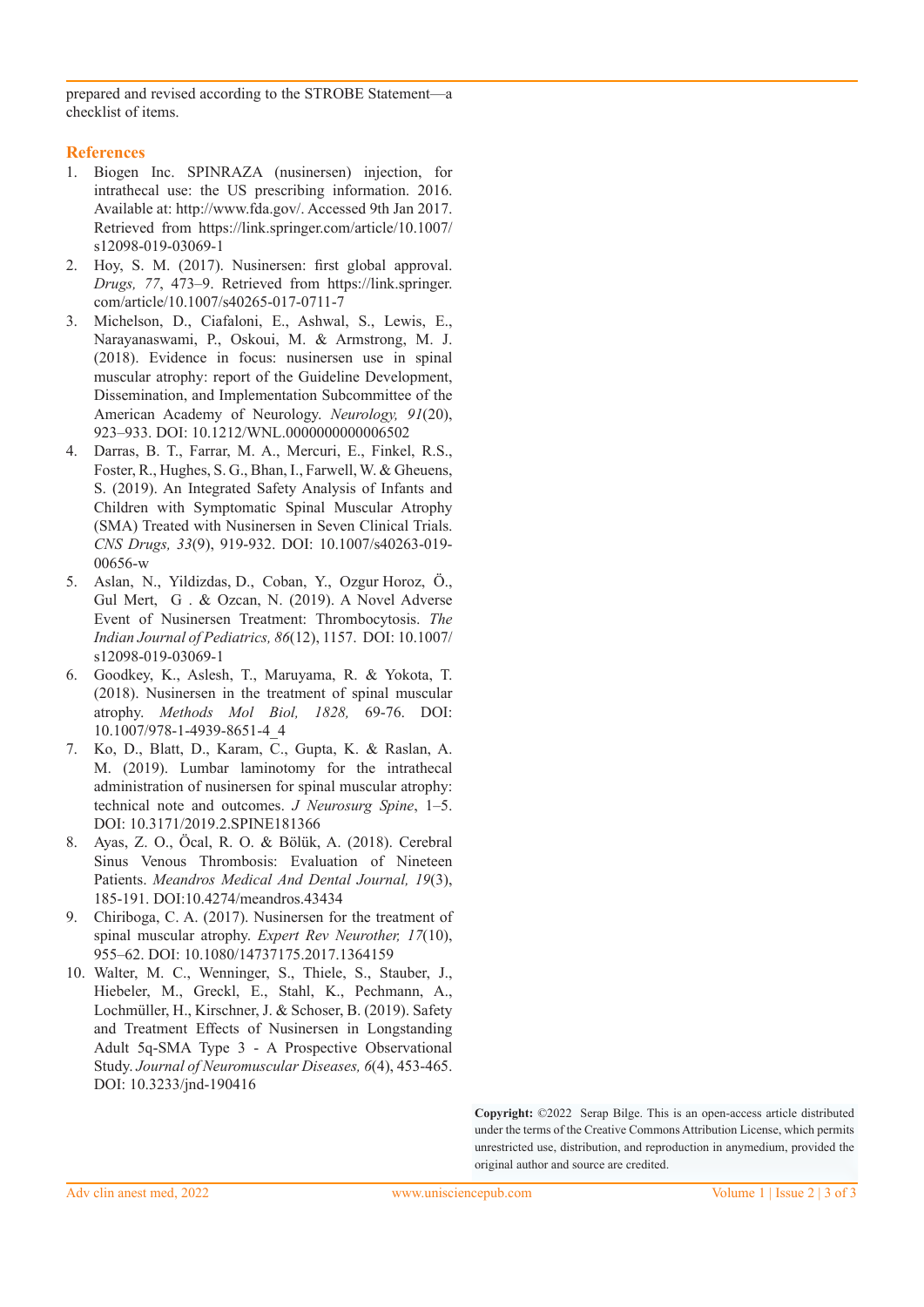prepared and revised according to the STROBE Statement—a checklist of items.

## References

1. Biogen Inc. SPINRAZA (nusinersen) injection, for intrathecal use: the US prescribing information. 2016. Available at: http://www.fda.gov/. Accessed 9th Jan 2017. Retrieved from https://link.springer.com/article/10.1007/s12098-019-03069-1
2. Hoy, S. M. (2017). Nusinersen: first global approval. *Drugs, 77*, 473–9. Retrieved from https://link.springer.com/article/10.1007/s40265-017-0711-7
3. Michelson, D., Ciafaloni, E., Ashwal, S., Lewis, E., Narayanaswami, P., Oskoui, M. & Armstrong, M. J. (2018). Evidence in focus: nusinersen use in spinal muscular atrophy: report of the Guideline Development, Dissemination, and Implementation Subcommittee of the American Academy of Neurology. *Neurology, 91*(20), 923–933. DOI: 10.1212/WNL.0000000000006502
4. Darras, B. T., Farrar, M. A., Mercuri, E., Finkel, R.S., Foster, R., Hughes, S. G., Bhan, I., Farwell, W. & Gheuens, S. (2019). An Integrated Safety Analysis of Infants and Children with Symptomatic Spinal Muscular Atrophy (SMA) Treated with Nusinersen in Seven Clinical Trials. *CNS Drugs, 33*(9), 919-932. DOI: 10.1007/s40263-019-00656-w
5. Aslan, N., Yildizdas, D., Coban, Y., Ozgur Horoz, Ö., Gul Mert, G . & Ozcan, N. (2019). A Novel Adverse Event of Nusinersen Treatment: Thrombocytosis. *The Indian Journal of Pediatrics, 86*(12), 1157. DOI: 10.1007/s12098-019-03069-1
6. Goodkey, K., Aslesh, T., Maruyama, R. & Yokota, T. (2018). Nusinersen in the treatment of spinal muscular atrophy. *Methods Mol Biol, 1828,* 69-76. DOI: 10.1007/978-1-4939-8651-4_4
7. Ko, D., Blatt, D., Karam, C., Gupta, K. & Raslan, A. M. (2019). Lumbar laminotomy for the intrathecal administration of nusinersen for spinal muscular atrophy: technical note and outcomes. *J Neurosurg Spine*, 1–5. DOI: 10.3171/2019.2.SPINE181366
8. Ayas, Z. O., Öcal, R. O. & Bölük, A. (2018). Cerebral Sinus Venous Thrombosis: Evaluation of Nineteen Patients. *Meandros Medical And Dental Journal, 19*(3), 185-191. DOI:10.4274/meandros.43434
9. Chiriboga, C. A. (2017). Nusinersen for the treatment of spinal muscular atrophy. *Expert Rev Neurother, 17*(10), 955–62. DOI: 10.1080/14737175.2017.1364159
10. Walter, M. C., Wenninger, S., Thiele, S., Stauber, J., Hiebeler, M., Greckl, E., Stahl, K., Pechmann, A., Lochmüller, H., Kirschner, J. & Schoser, B. (2019). Safety and Treatment Effects of Nusinersen in Longstanding Adult 5q-SMA Type 3 - A Prospective Observational Study. *Journal of Neuromuscular Diseases, 6*(4), 453-465. DOI: 10.3233/jnd-190416

**Copyright:** ©2022 Serap Bilge. This is an open-access article distributed under the terms of the Creative Commons Attribution License, which permits unrestricted use, distribution, and reproduction in anymedium, provided the original author and source are credited.